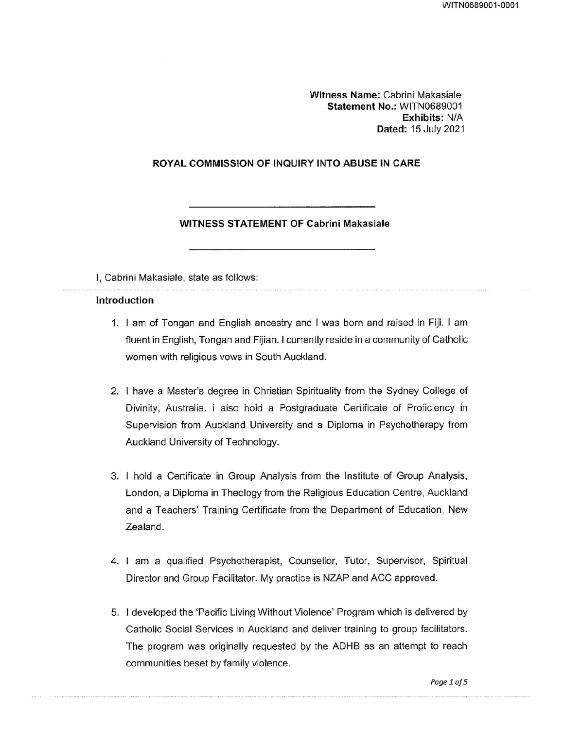**Witness Name:** Cabrini Makasiale
**Statement No.:** WITN0689001
**Exhibits:** N/A
**Dated:** 15 July 2021

## ROYAL COMMISSION OF INQUIRY INTO ABUSE IN CARE

---

## WITNESS STATEMENT OF Cabrini Makasiale

---

I, Cabrini Makasiale, state as follows:

### Introduction

1. I am of Tongan and English ancestry and I was born and raised in Fiji. I am fluent in English, Tongan and Fijian. I currently reside in a community of Catholic women with religious vows in South Auckland.

2. I have a Master's degree in Christian Spirituality from the Sydney College of Divinity, Australia. I also hold a Postgraduate Certificate of Proficiency in Supervision from Auckland University and a Diploma in Psychotherapy from Auckland University of Technology.

3. I hold a Certificate in Group Analysis from the Institute of Group Analysis, London, a Diploma in Theology from the Religious Education Centre, Auckland and a Teachers' Training Certificate from the Department of Education, New Zealand.

4. I am a qualified Psychotherapist, Counsellor, Tutor, Supervisor, Spiritual Director and Group Facilitator. My practice is NZAP and ACC approved.

5. I developed the 'Pacific Living Without Violence' Program which is delivered by Catholic Social Services in Auckland and deliver training to group facilitators. The program was originally requested by the ADHB as an attempt to reach communities beset by family violence.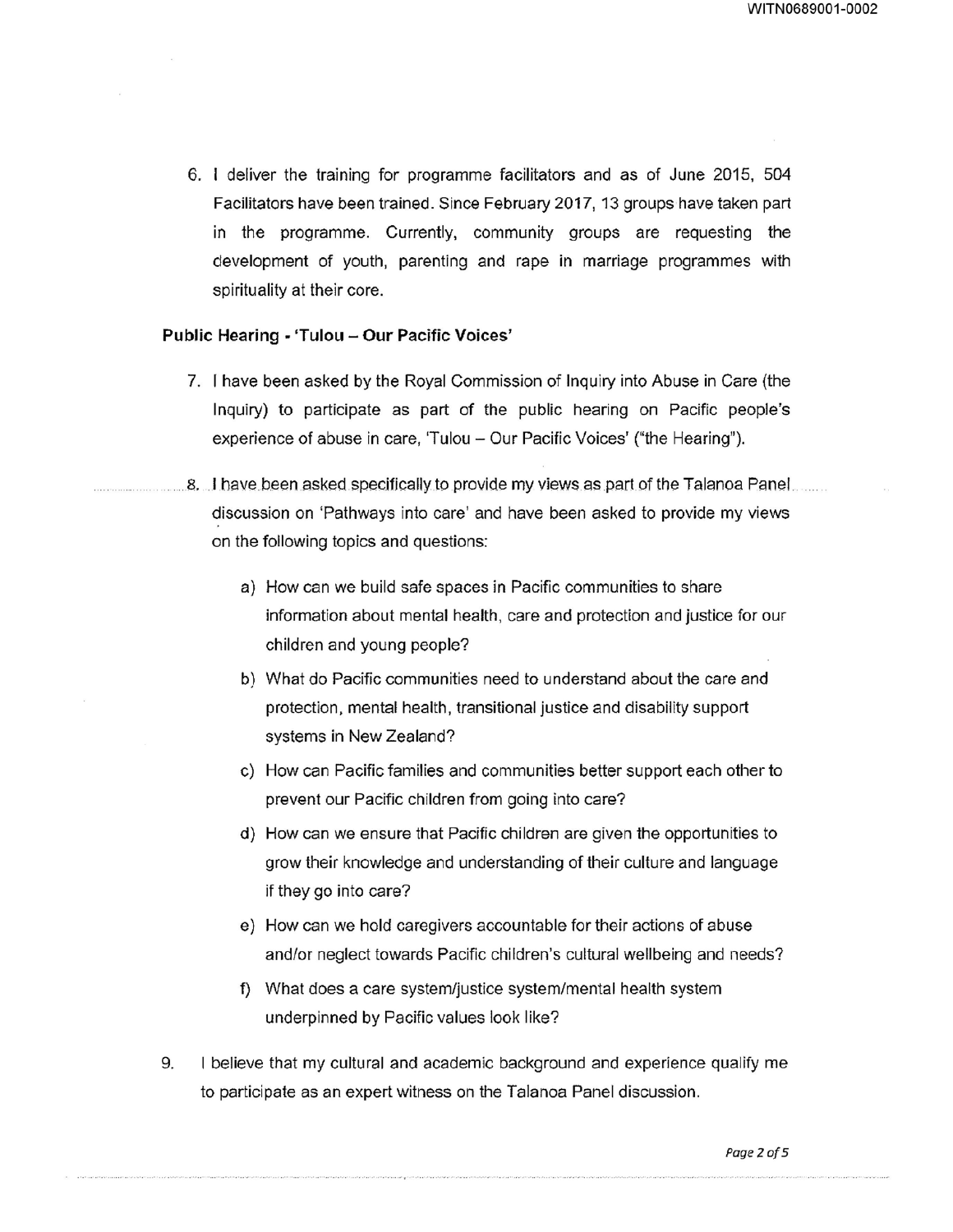6. I deliver the training for programme facilitators and as of June 2015, 504 Facilitators have been trained. Since February 2017, 13 groups have taken part in the programme. Currently, community groups are requesting the development of youth, parenting and rape in marriage programmes with spirituality at their core.

**Public Hearing - 'Tulou – Our Pacific Voices'**

7. I have been asked by the Royal Commission of Inquiry into Abuse in Care (the Inquiry) to participate as part of the public hearing on Pacific people's experience of abuse in care, 'Tulou – Our Pacific Voices' ("the Hearing").

8. I have been asked specifically to provide my views as part of the Talanoa Panel discussion on 'Pathways into care' and have been asked to provide my views on the following topics and questions:

   a) How can we build safe spaces in Pacific communities to share information about mental health, care and protection and justice for our children and young people?

   b) What do Pacific communities need to understand about the care and protection, mental health, transitional justice and disability support systems in New Zealand?

   c) How can Pacific families and communities better support each other to prevent our Pacific children from going into care?

   d) How can we ensure that Pacific children are given the opportunities to grow their knowledge and understanding of their culture and language if they go into care?

   e) How can we hold caregivers accountable for their actions of abuse and/or neglect towards Pacific children's cultural wellbeing and needs?

   f) What does a care system/justice system/mental health system underpinned by Pacific values look like?

9. I believe that my cultural and academic background and experience qualify me to participate as an expert witness on the Talanoa Panel discussion.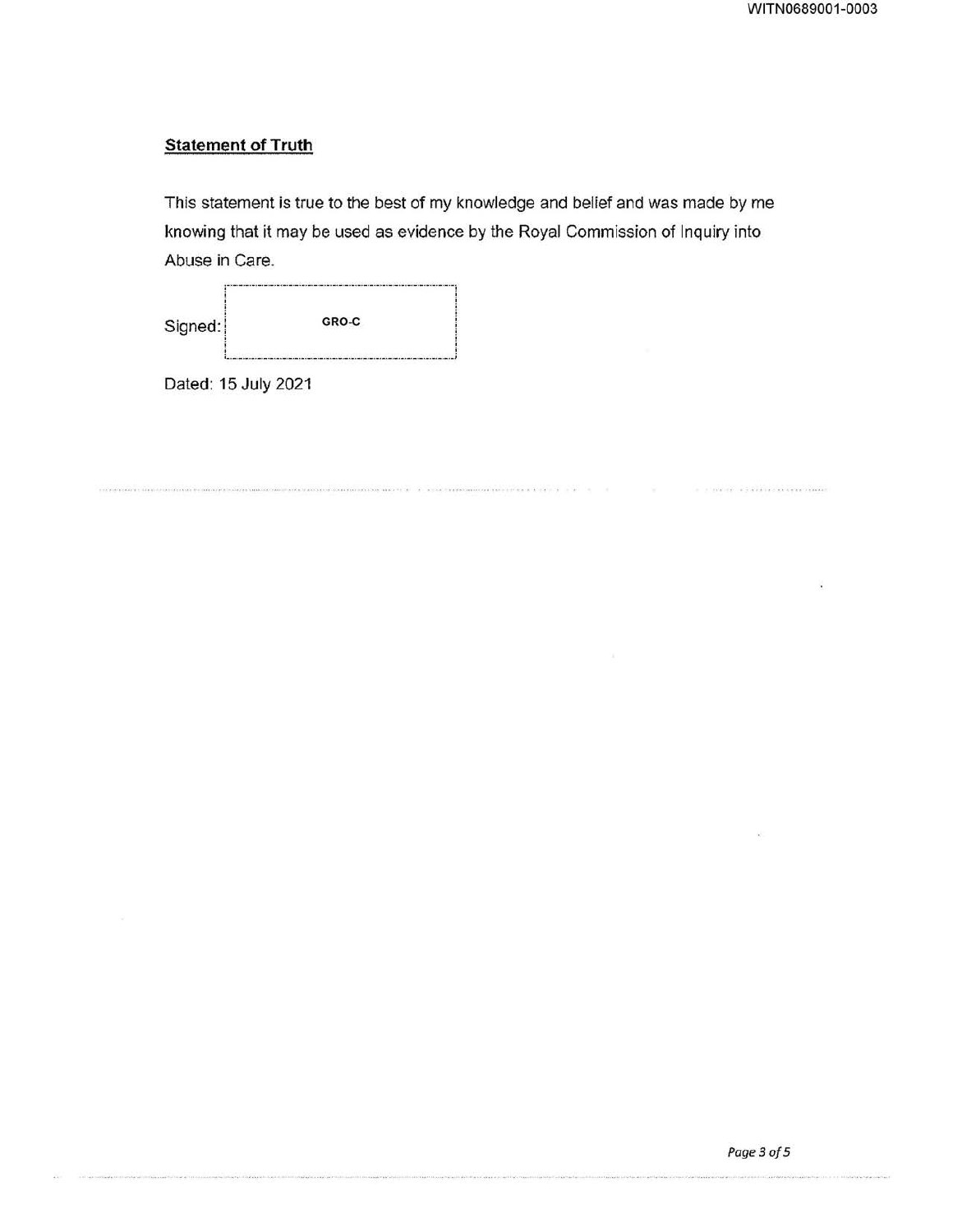**Statement of Truth**

This statement is true to the best of my knowledge and belief and was made by me knowing that it may be used as evidence by the Royal Commission of Inquiry into Abuse in Care.

Signed: GRO-C

Dated: 15 July 2021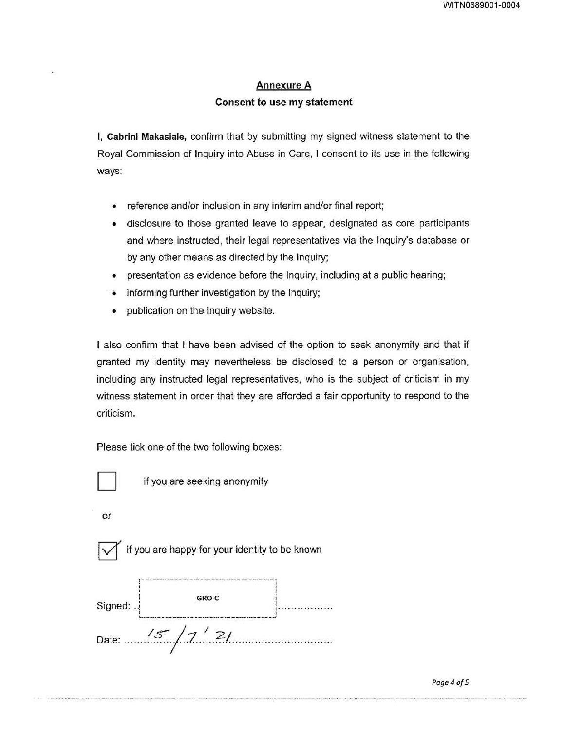## Annexure A

### Consent to use my statement

I, **Cabrini Makasiale,** confirm that by submitting my signed witness statement to the Royal Commission of Inquiry into Abuse in Care, I consent to its use in the following ways:

- reference and/or inclusion in any interim and/or final report;
- disclosure to those granted leave to appear, designated as core participants and where instructed, their legal representatives via the Inquiry's database or by any other means as directed by the Inquiry;
- presentation as evidence before the Inquiry, including at a public hearing;
- informing further investigation by the Inquiry;
- publication on the Inquiry website.

I also confirm that I have been advised of the option to seek anonymity and that if granted my identity may nevertheless be disclosed to a person or organisation, including any instructed legal representatives, who is the subject of criticism in my witness statement in order that they are afforded a fair opportunity to respond to the criticism.

Please tick one of the two following boxes:

☐ if you are seeking anonymity

or

☑ if you are happy for your identity to be known

Signed: GRO-C

Date: 15/7/21